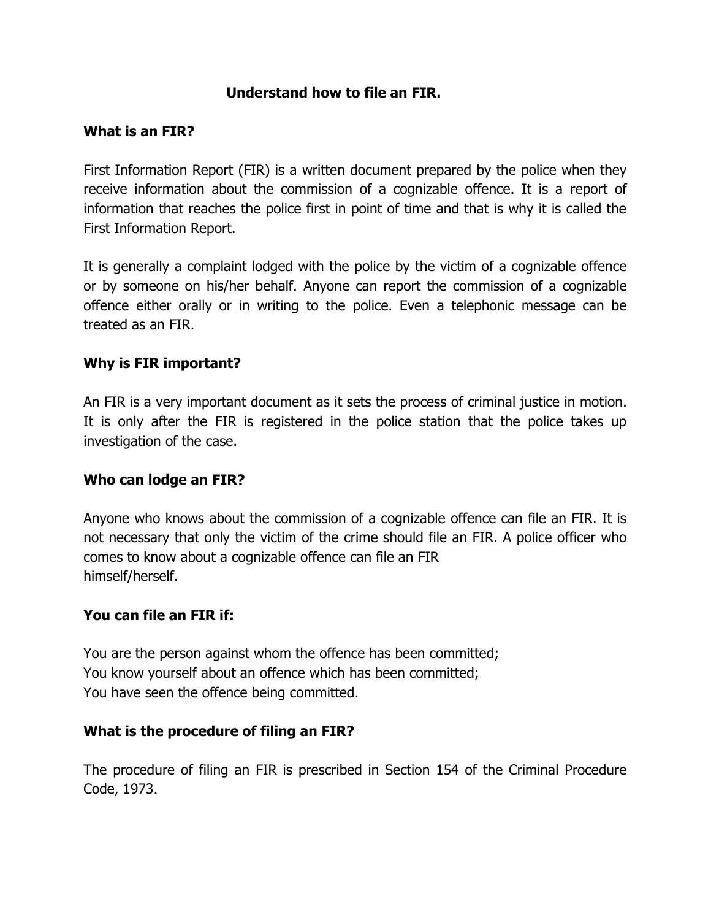# Understand how to file an FIR.

## What is an FIR?

First Information Report (FIR) is a written document prepared by the police when they receive information about the commission of a cognizable offence. It is a report of information that reaches the police first in point of time and that is why it is called the First Information Report.

It is generally a complaint lodged with the police by the victim of a cognizable offence or by someone on his/her behalf. Anyone can report the commission of a cognizable offence either orally or in writing to the police. Even a telephonic message can be treated as an FIR.

## Why is FIR important?

An FIR is a very important document as it sets the process of criminal justice in motion. It is only after the FIR is registered in the police station that the police takes up investigation of the case.

## Who can lodge an FIR?

Anyone who knows about the commission of a cognizable offence can file an FIR. It is not necessary that only the victim of the crime should file an FIR. A police officer who comes to know about a cognizable offence can file an FIR himself/herself.

## You can file an FIR if:

You are the person against whom the offence has been committed;
You know yourself about an offence which has been committed;
You have seen the offence being committed.

## What is the procedure of filing an FIR?

The procedure of filing an FIR is prescribed in Section 154 of the Criminal Procedure Code, 1973.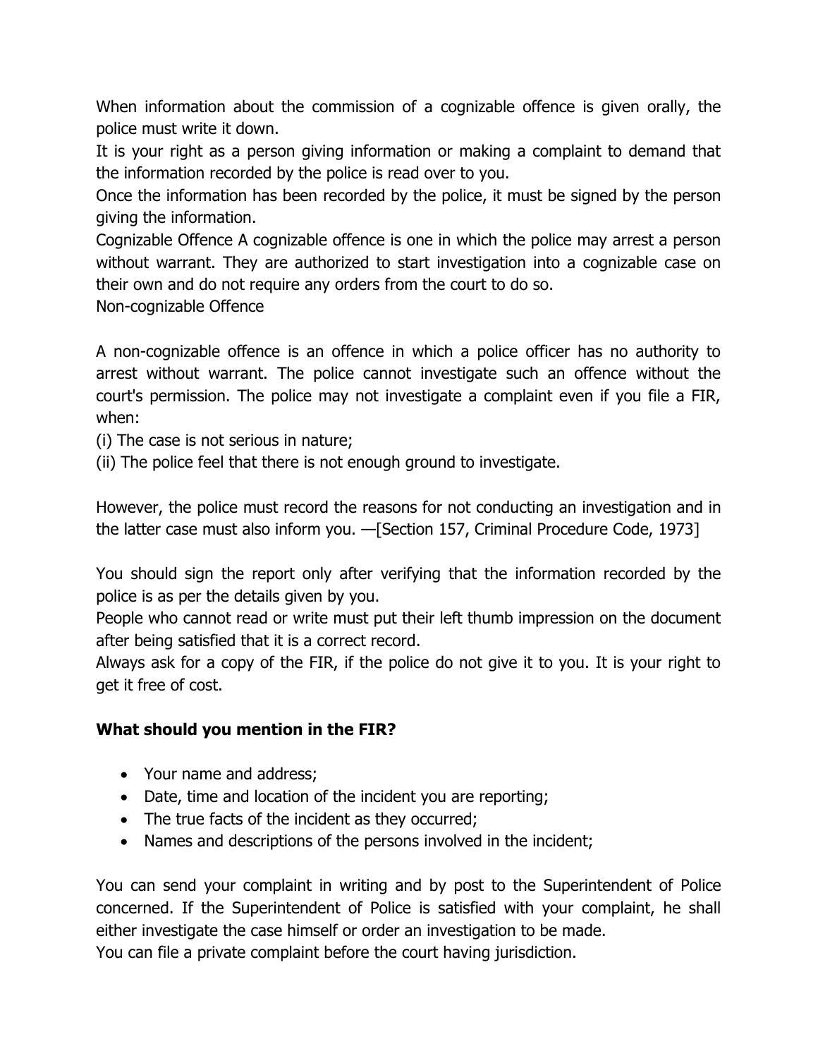When information about the commission of a cognizable offence is given orally, the police must write it down.

It is your right as a person giving information or making a complaint to demand that the information recorded by the police is read over to you.

Once the information has been recorded by the police, it must be signed by the person giving the information.

Cognizable Offence A cognizable offence is one in which the police may arrest a person without warrant. They are authorized to start investigation into a cognizable case on their own and do not require any orders from the court to do so.

Non-cognizable Offence

A non-cognizable offence is an offence in which a police officer has no authority to arrest without warrant. The police cannot investigate such an offence without the court's permission. The police may not investigate a complaint even if you file a FIR, when:

(i) The case is not serious in nature;

(ii) The police feel that there is not enough ground to investigate.

However, the police must record the reasons for not conducting an investigation and in the latter case must also inform you. —[Section 157, Criminal Procedure Code, 1973]

You should sign the report only after verifying that the information recorded by the police is as per the details given by you.

People who cannot read or write must put their left thumb impression on the document after being satisfied that it is a correct record.

Always ask for a copy of the FIR, if the police do not give it to you. It is your right to get it free of cost.

**What should you mention in the FIR?**

- Your name and address;
- Date, time and location of the incident you are reporting;
- The true facts of the incident as they occurred;
- Names and descriptions of the persons involved in the incident;

You can send your complaint in writing and by post to the Superintendent of Police concerned. If the Superintendent of Police is satisfied with your complaint, he shall either investigate the case himself or order an investigation to be made.

You can file a private complaint before the court having jurisdiction.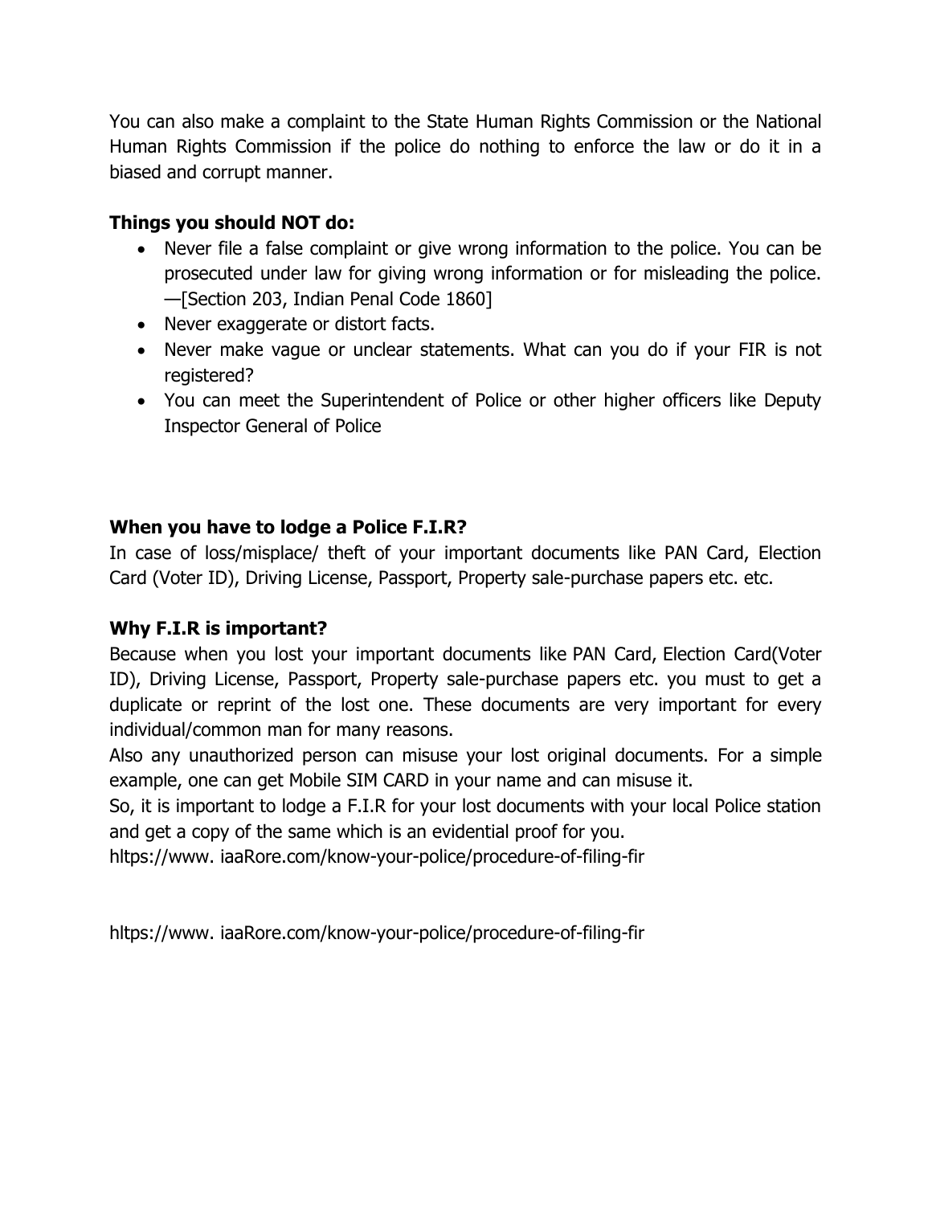You can also make a complaint to the State Human Rights Commission or the National Human Rights Commission if the police do nothing to enforce the law or do it in a biased and corrupt manner.

**Things you should NOT do:**

- Never file a false complaint or give wrong information to the police. You can be prosecuted under law for giving wrong information or for misleading the police. —[Section 203, Indian Penal Code 1860]
- Never exaggerate or distort facts.
- Never make vague or unclear statements. What can you do if your FIR is not registered?
- You can meet the Superintendent of Police or other higher officers like Deputy Inspector General of Police

**When you have to lodge a Police F.I.R?**

In case of loss/misplace/ theft of your important documents like PAN Card, Election Card (Voter ID), Driving License, Passport, Property sale-purchase papers etc. etc.

**Why F.I.R is important?**

Because when you lost your important documents like PAN Card, Election Card(Voter ID), Driving License, Passport, Property sale-purchase papers etc. you must to get a duplicate or reprint of the lost one. These documents are very important for every individual/common man for many reasons.

Also any unauthorized person can misuse your lost original documents. For a simple example, one can get Mobile SIM CARD in your name and can misuse it.

So, it is important to lodge a F.I.R for your lost documents with your local Police station and get a copy of the same which is an evidential proof for you.

hltps://www. iaaRore.com/know-your-police/procedure-of-filing-fir

hltps://www. iaaRore.com/know-your-police/procedure-of-filing-fir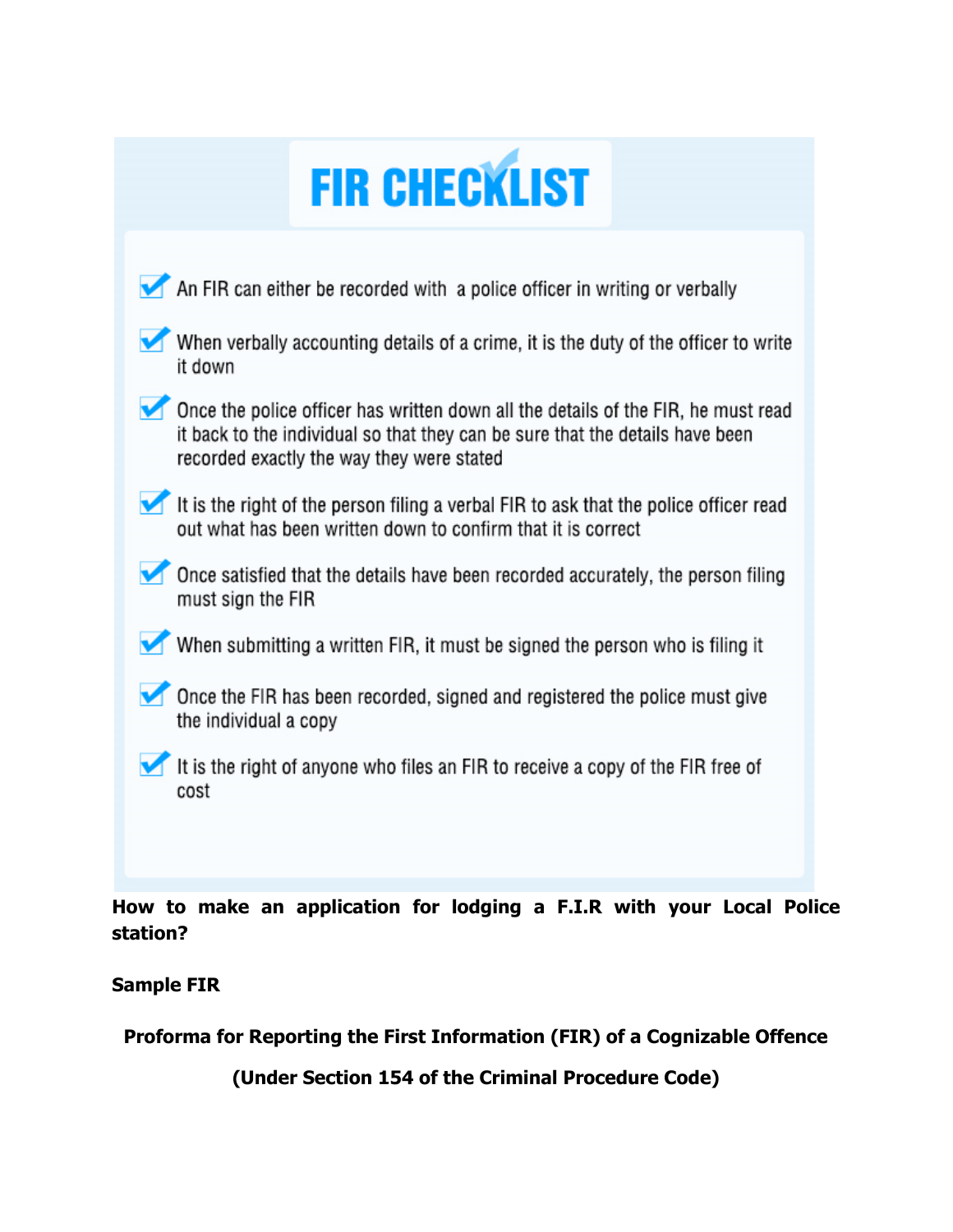# FIR CHECKLIST

- An FIR can either be recorded with a police officer in writing or verbally
- When verbally accounting details of a crime, it is the duty of the officer to write it down
- Once the police officer has written down all the details of the FIR, he must read it back to the individual so that they can be sure that the details have been recorded exactly the way they were stated
- It is the right of the person filing a verbal FIR to ask that the police officer read out what has been written down to confirm that it is correct
- Once satisfied that the details have been recorded accurately, the person filing must sign the FIR
- When submitting a written FIR, it must be signed the person who is filing it
- Once the FIR has been recorded, signed and registered the police must give the individual a copy
- It is the right of anyone who files an FIR to receive a copy of the FIR free of cost

**How to make an application for lodging a F.I.R with your Local Police station?**

**Sample FIR**

**Proforma for Reporting the First Information (FIR) of a Cognizable Offence**

**(Under Section 154 of the Criminal Procedure Code)**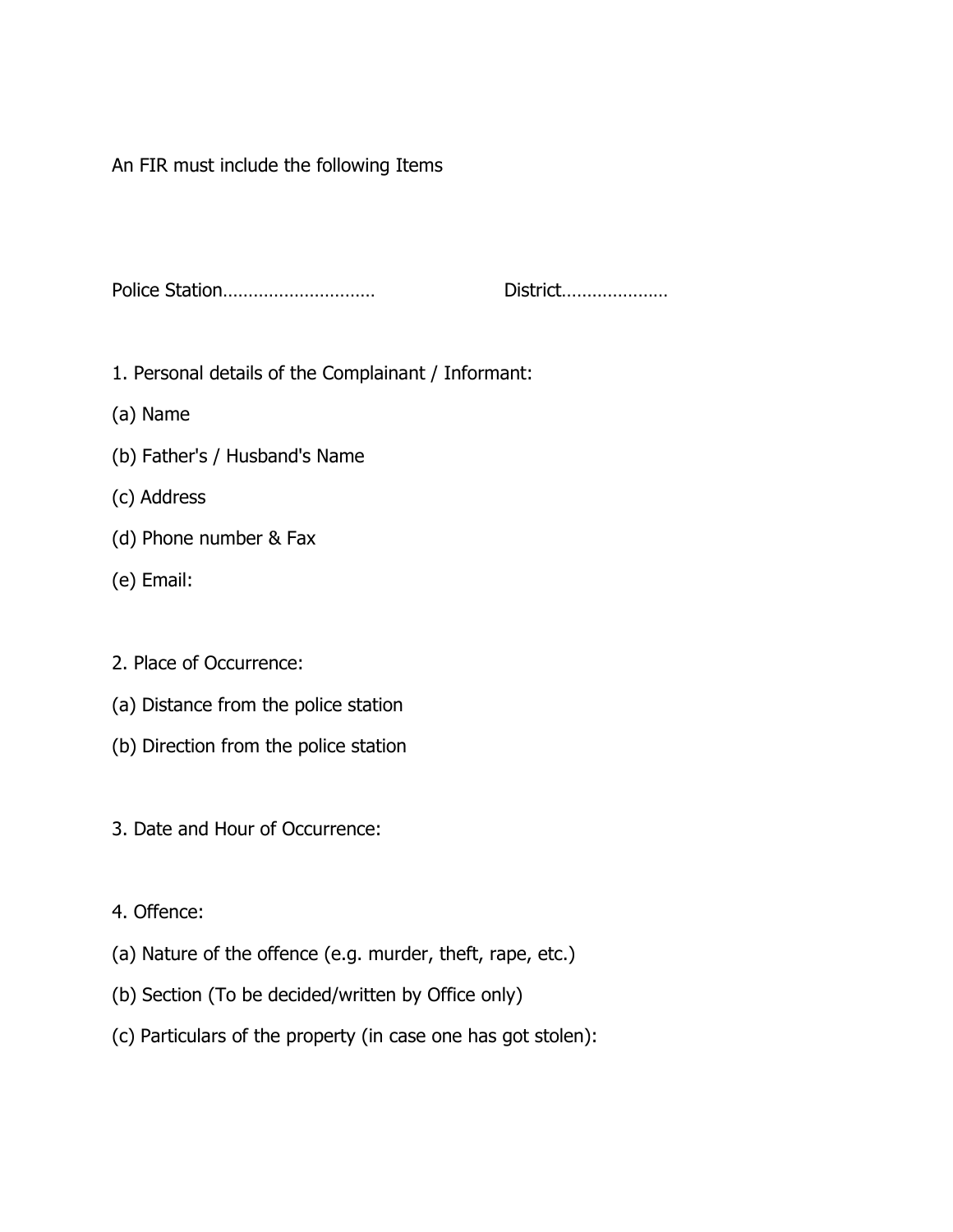An FIR must include the following Items

Police Station…………………………   District…………………

1. Personal details of the Complainant / Informant:

(a) Name

(b) Father's / Husband's Name

(c) Address

(d) Phone number & Fax

(e) Email:

2. Place of Occurrence:

(a) Distance from the police station

(b) Direction from the police station

3. Date and Hour of Occurrence:

4. Offence:

(a) Nature of the offence (e.g. murder, theft, rape, etc.)

(b) Section (To be decided/written by Office only)

(c) Particulars of the property (in case one has got stolen):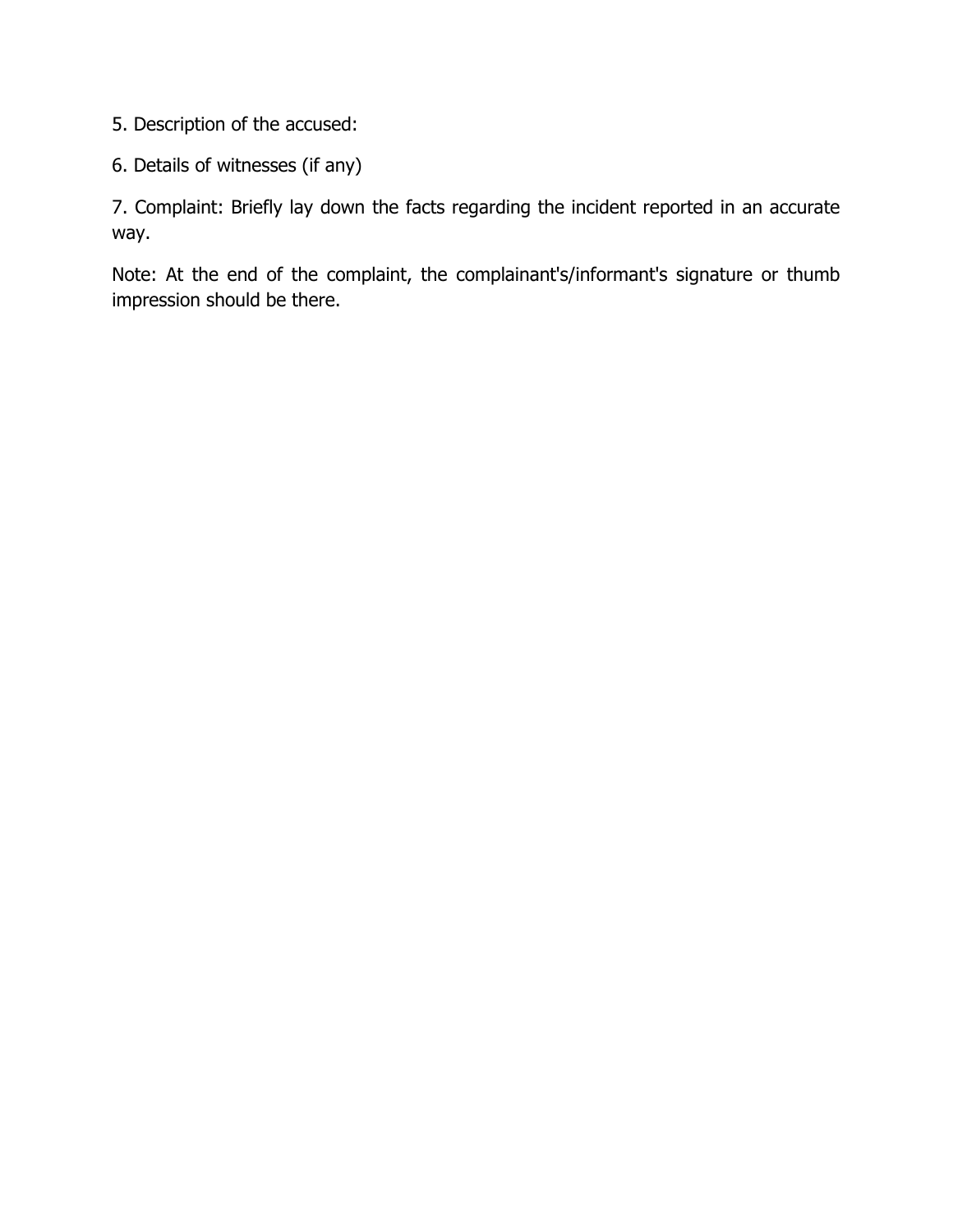5. Description of the accused:

6. Details of witnesses (if any)

7. Complaint: Briefly lay down the facts regarding the incident reported in an accurate way.

Note: At the end of the complaint, the complainant's/informant's signature or thumb impression should be there.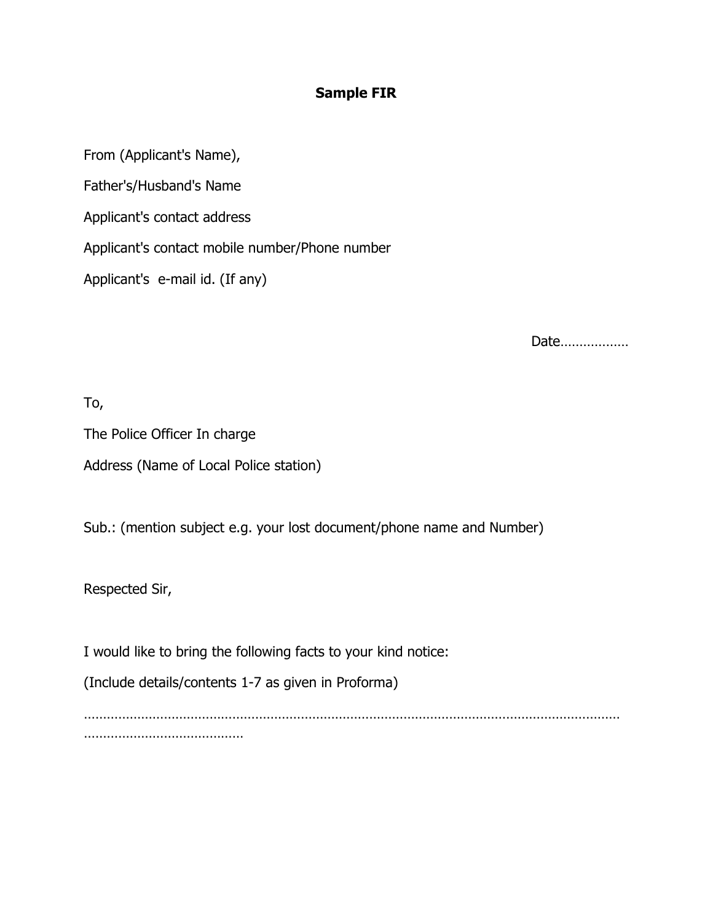**Sample FIR**

From (Applicant's Name),

Father's/Husband's Name

Applicant's contact address

Applicant's contact mobile number/Phone number

Applicant's e-mail id. (If any)

Date………………

To,

The Police Officer In charge

Address (Name of Local Police station)

Sub.: (mention subject e.g. your lost document/phone name and Number)

Respected Sir,

I would like to bring the following facts to your kind notice:

(Include details/contents 1-7 as given in Proforma)

……………………………………………………………………………………………………………………………………………………………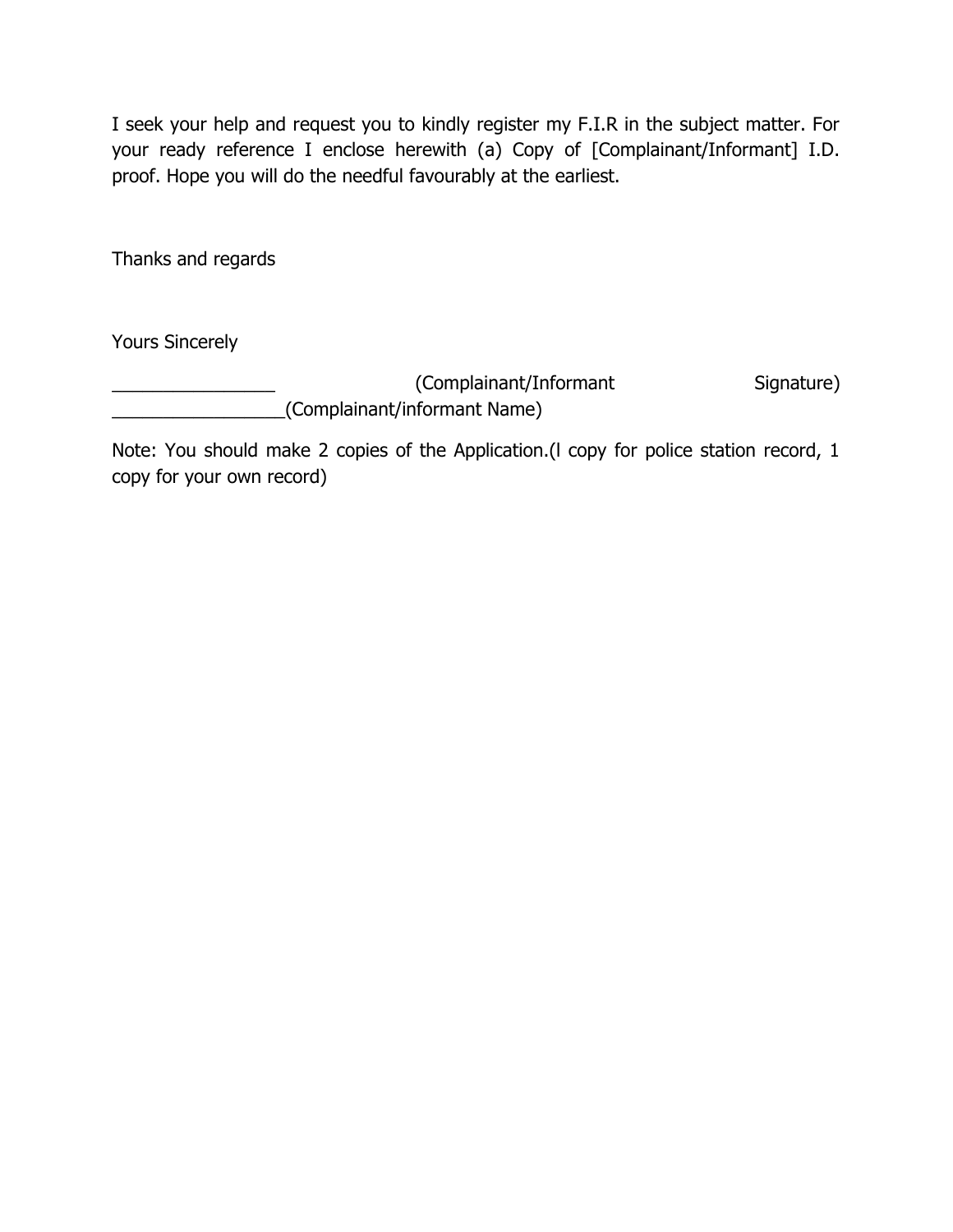I seek your help and request you to kindly register my F.I.R in the subject matter. For your ready reference I enclose herewith (a) Copy of [Complainant/Informant] I.D. proof. Hope you will do the needful favourably at the earliest.

Thanks and regards

Yours Sincerely

________________ (Complainant/Informant Signature)
_________________(Complainant/informant Name)

Note: You should make 2 copies of the Application.(l copy for police station record, 1 copy for your own record)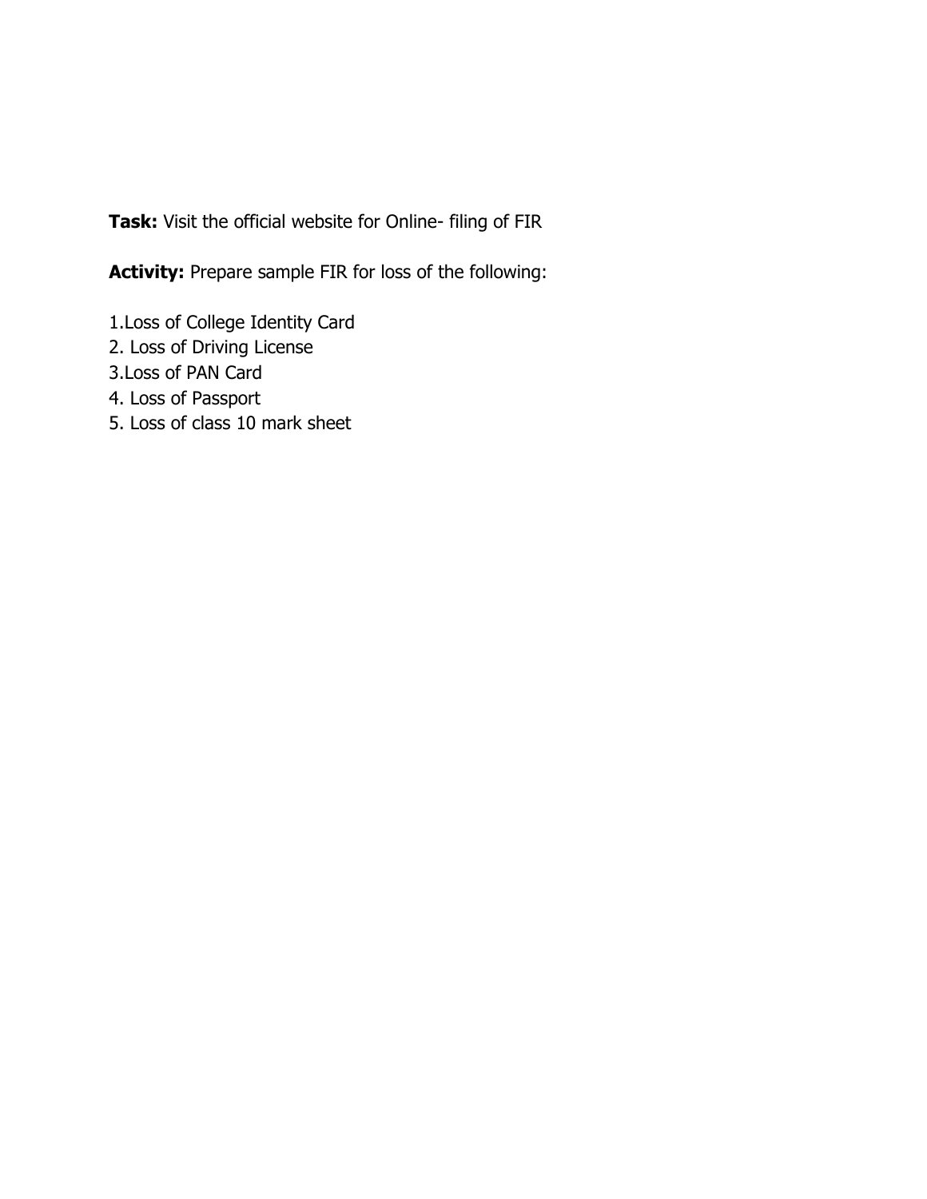**Task:** Visit the official website for Online- filing of FIR

**Activity:** Prepare sample FIR for loss of the following:

1.Loss of College Identity Card
2. Loss of Driving License
3.Loss of PAN Card
4. Loss of Passport
5. Loss of class 10 mark sheet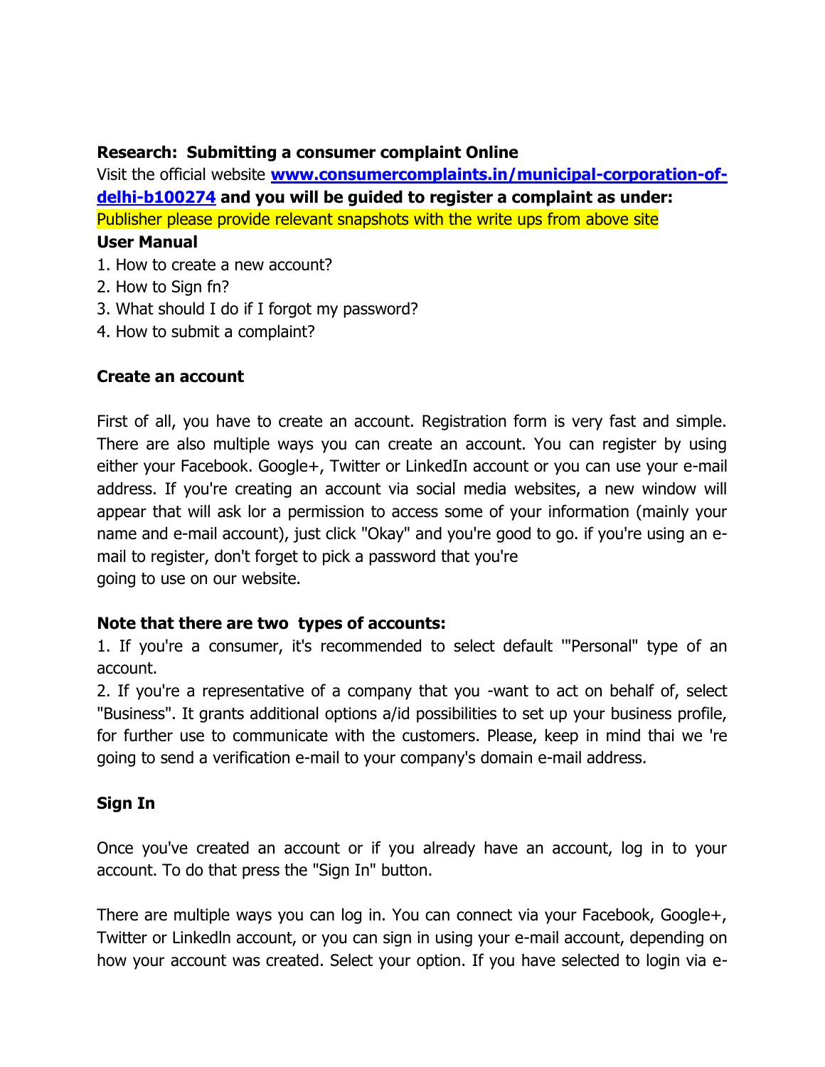**Research: Submitting a consumer complaint Online**

Visit the official website **[www.consumercomplaints.in/municipal-corporation-of-delhi-b100274](www.consumercomplaints.in/municipal-corporation-of-delhi-b100274) and you will be guided to register a complaint as under:**

Publisher please provide relevant snapshots with the write ups from above site

**User Manual**

1. How to create a new account?
2. How to Sign fn?
3. What should I do if I forgot my password?
4. How to submit a complaint?

**Create an account**

First of all, you have to create an account. Registration form is very fast and simple. There are also multiple ways you can create an account. You can register by using either your Facebook. Google+, Twitter or LinkedIn account or you can use your e-mail address. If you're creating an account via social media websites, a new window will appear that will ask lor a permission to access some of your information (mainly your name and e-mail account), just click "Okay" and you're good to go. if you're using an e-mail to register, don't forget to pick a password that you're
going to use on our website.

**Note that there are two types of accounts:**

1. If you're a consumer, it's recommended to select default '"Personal" type of an account.
2. If you're a representative of a company that you -want to act on behalf of, select "Business". It grants additional options a/id possibilities to set up your business profile, for further use to communicate with the customers. Please, keep in mind thai we 're going to send a verification e-mail to your company's domain e-mail address.

**Sign In**

Once you've created an account or if you already have an account, log in to your account. To do that press the "Sign In" button.

There are multiple ways you can log in. You can connect via your Facebook, Google+, Twitter or Linkedln account, or you can sign in using your e-mail account, depending on how your account was created. Select your option. If you have selected to login via e-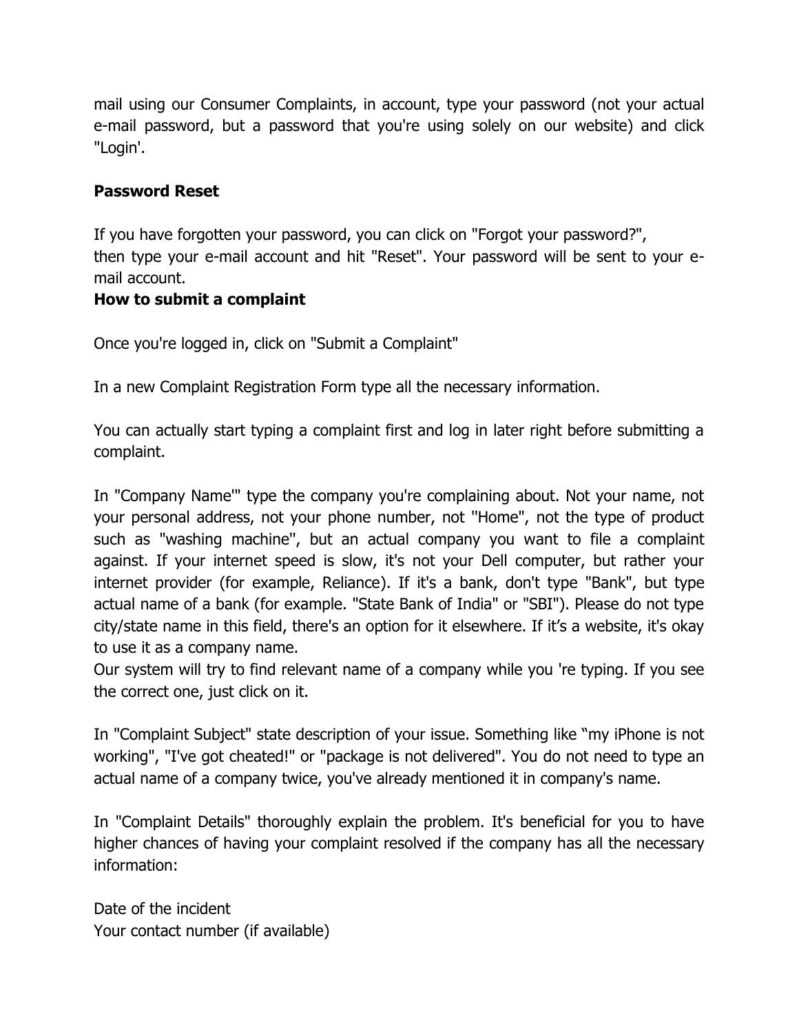mail using our Consumer Complaints, in account, type your password (not your actual e-mail password, but a password that you're using solely on our website) and click "Login'.

**Password Reset**

If you have forgotten your password, you can click on "Forgot your password?", then type your e-mail account and hit "Reset". Your password will be sent to your e-mail account.

**How to submit a complaint**

Once you're logged in, click on "Submit a Complaint"

In a new Complaint Registration Form type all the necessary information.

You can actually start typing a complaint first and log in later right before submitting a complaint.

In "Company Name'" type the company you're complaining about. Not your name, not your personal address, not your phone number, not "Home", not the type of product such as "washing machine", but an actual company you want to file a complaint against. If your internet speed is slow, it's not your Dell computer, but rather your internet provider (for example, Reliance). If it's a bank, don't type "Bank", but type actual name of a bank (for example. "State Bank of India" or "SBI"). Please do not type city/state name in this field, there's an option for it elsewhere. If it's a website, it's okay to use it as a company name.
Our system will try to find relevant name of a company while you 're typing. If you see the correct one, just click on it.

In "Complaint Subject" state description of your issue. Something like "my iPhone is not working", "I've got cheated!" or "package is not delivered". You do not need to type an actual name of a company twice, you've already mentioned it in company's name.

In "Complaint Details" thoroughly explain the problem. It's beneficial for you to have higher chances of having your complaint resolved if the company has all the necessary information:

Date of the incident
Your contact number (if available)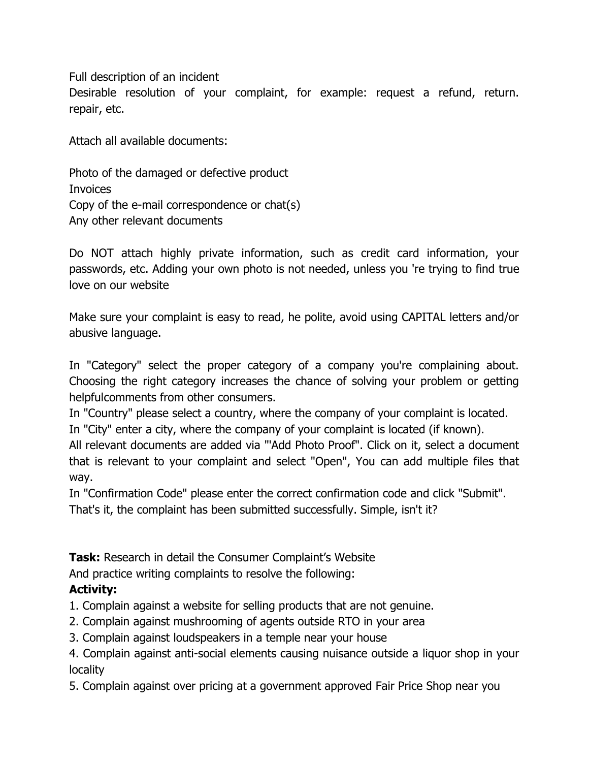Full description of an incident

Desirable resolution of your complaint, for example: request a refund, return. repair, etc.

Attach all available documents:

Photo of the damaged or defective product
Invoices
Copy of the e-mail correspondence or chat(s)
Any other relevant documents

Do NOT attach highly private information, such as credit card information, your passwords, etc. Adding your own photo is not needed, unless you 're trying to find true love on our website

Make sure your complaint is easy to read, he polite, avoid using CAPITAL letters and/or abusive language.

In "Category" select the proper category of a company you're complaining about. Choosing the right category increases the chance of solving your problem or getting helpfulcomments from other consumers.
In "Country" please select a country, where the company of your complaint is located.
In "City" enter a city, where the company of your complaint is located (if known).
All relevant documents are added via "'Add Photo Proof". Click on it, select a document that is relevant to your complaint and select "Open", You can add multiple files that way.
In "Confirmation Code" please enter the correct confirmation code and click "Submit".
That's it, the complaint has been submitted successfully. Simple, isn't it?

**Task:** Research in detail the Consumer Complaint's Website
And practice writing complaints to resolve the following:

**Activity:**

1. Complain against a website for selling products that are not genuine.
2. Complain against mushrooming of agents outside RTO in your area
3. Complain against loudspeakers in a temple near your house
4. Complain against anti-social elements causing nuisance outside a liquor shop in your locality
5. Complain against over pricing at a government approved Fair Price Shop near you